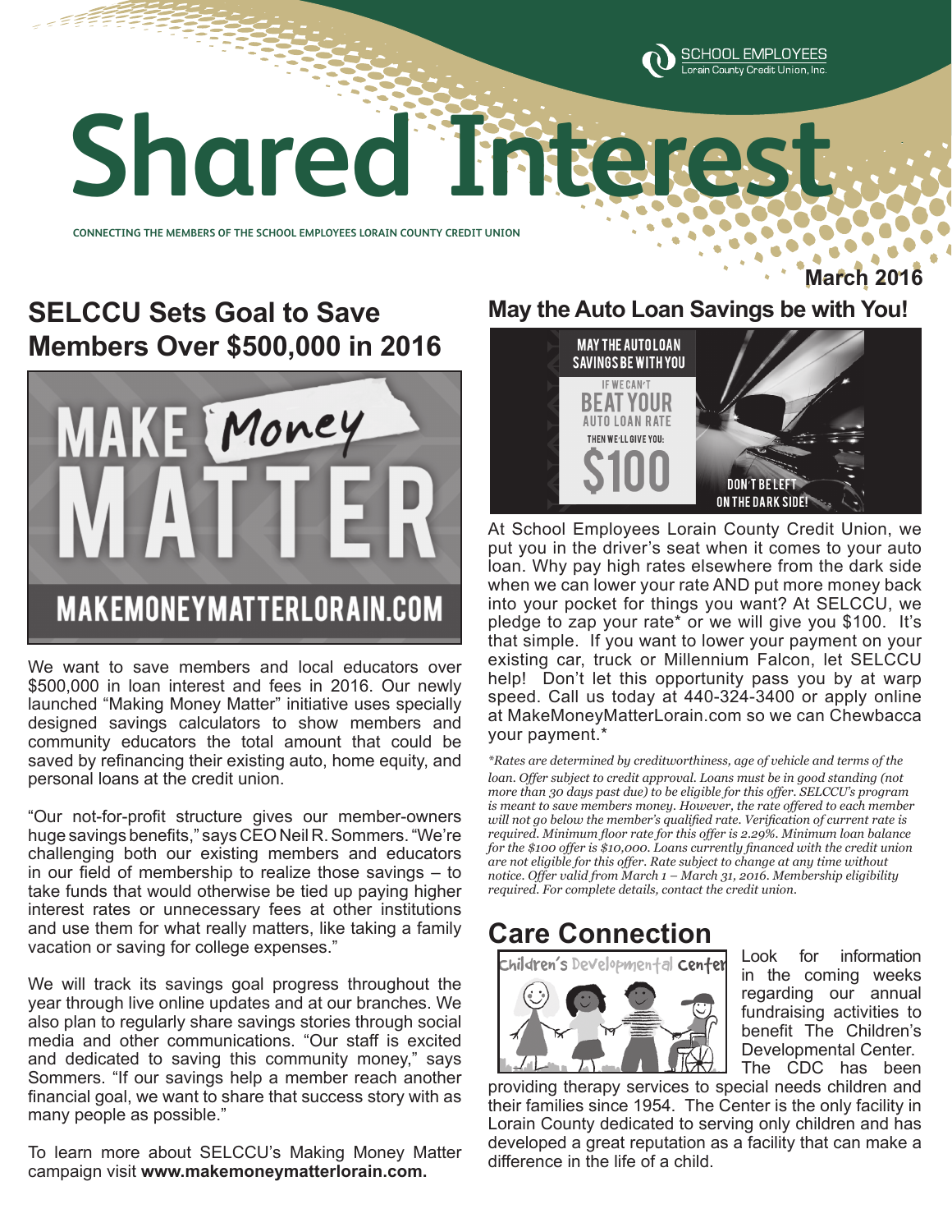# Shared Interest

CONNECTING THE MEMBERS OF THE SCHOOL EMPLOYEES LORAIN COUNTY CREDIT UNION

**March 2016**

## SELCCU Sets Goal to Save Members Over $500,000 in 2016

MAKE Money MATTER

MAKEMONEYMATTERLORAIN.COM

We want to save members and local educators over $500,000 in loan interest and fees in 2016. Our newly launched "Making Money Matter" initiative uses specially designed savings calculators to show members and community educators the total amount that could be saved by refinancing their existing auto, home equity, and personal loans at the credit union.

"Our not-for-profit structure gives our member-owners huge savings benefits," says CEO Neil R. Sommers. "We're challenging both our existing members and educators in our field of membership to realize those savings – to take funds that would otherwise be tied up paying higher interest rates or unnecessary fees at other institutions and use them for what really matters, like taking a family vacation or saving for college expenses."

We will track its savings goal progress throughout the year through live online updates and at our branches. We also plan to regularly share savings stories through social media and other communications. "Our staff is excited and dedicated to saving this community money," says Sommers. "If our savings help a member reach another financial goal, we want to share that success story with as many people as possible."

To learn more about SELCCU's Making Money Matter campaign visit **www.makemoneymatterlorain.com.**

## May the Auto Loan Savings be with You!

MAY THE AUTO LOAN SAVINGS BE WITH YOU

IF WE CAN'T BEAT YOUR AUTO LOAN RATE THEN WE'LL GIVE YOU: $100

DON'T BE LEFT ON THE DARK SIDE!

At School Employees Lorain County Credit Union, we put you in the driver's seat when it comes to your auto loan. Why pay high rates elsewhere from the dark side when we can lower your rate AND put more money back into your pocket for things you want? At SELCCU, we pledge to zap your rate* or we will give you $100. It's that simple. If you want to lower your payment on your existing car, truck or Millennium Falcon, let SELCCU help! Don't let this opportunity pass you by at warp speed. Call us today at 440-324-3400 or apply online at MakeMoneyMatterLorain.com so we can Chewbacca your payment.*

*\*Rates are determined by creditworthiness, age of vehicle and terms of the loan. Offer subject to credit approval. Loans must be in good standing (not more than 30 days past due) to be eligible for this offer. SELCCU's program is meant to save members money. However, the rate offered to each member will not go below the member's qualified rate. Verification of current rate is required. Minimum floor rate for this offer is 2.29%. Minimum loan balance for the $100 offer is $10,000. Loans currently financed with the credit union are not eligible for this offer. Rate subject to change at any time without notice. Offer valid from March 1 – March 31, 2016. Membership eligibility required. For complete details, contact the credit union.*

## Care Connection

Children's Developmental Center

Look for information in the coming weeks regarding our annual fundraising activities to benefit The Children's Developmental Center. The CDC has been providing therapy services to special needs children and their families since 1954. The Center is the only facility in Lorain County dedicated to serving only children and has developed a great reputation as a facility that can make a difference in the life of a child.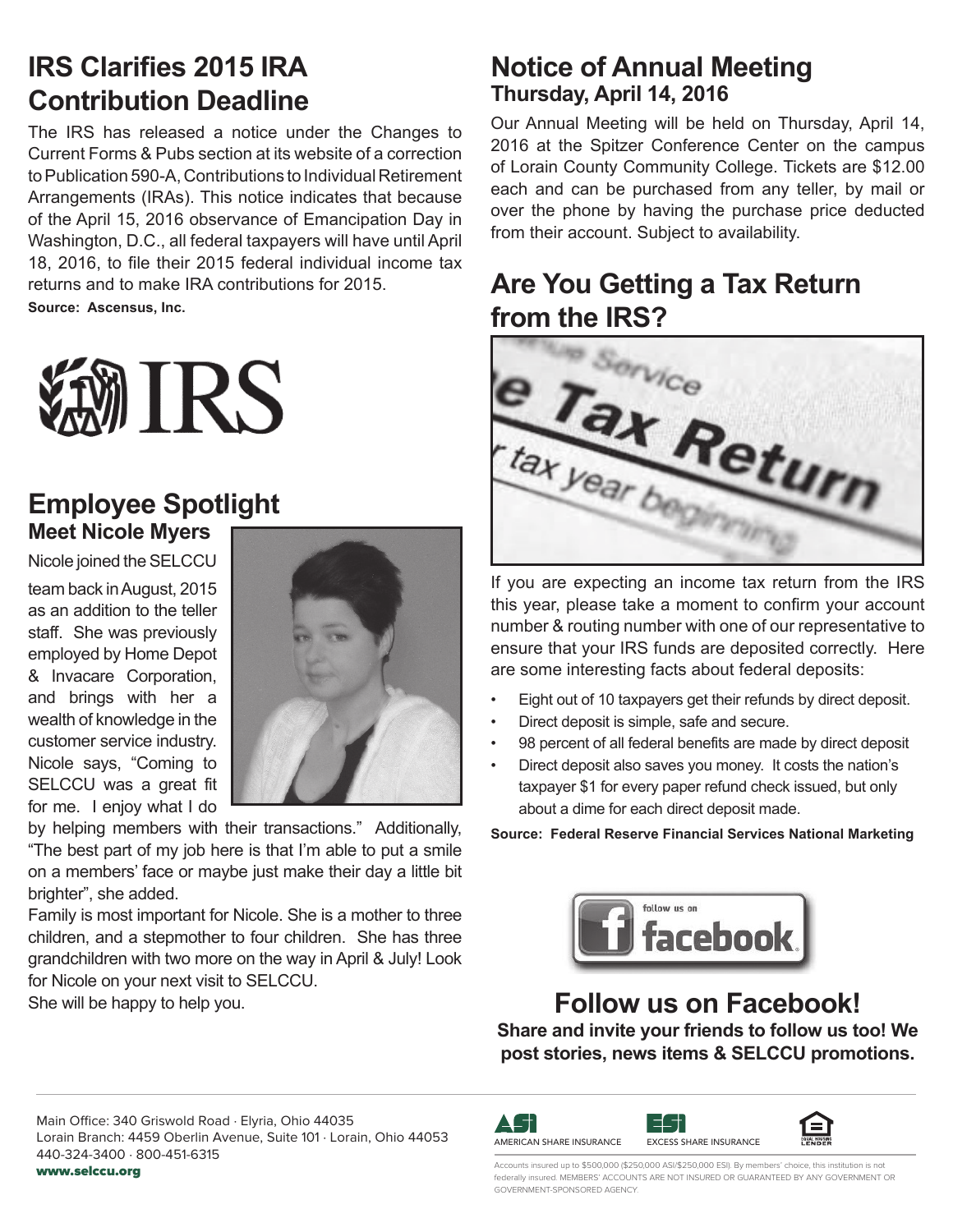## IRS Clarifies 2015 IRA Contribution Deadline

The IRS has released a notice under the Changes to Current Forms & Pubs section at its website of a correction to Publication 590-A, Contributions to Individual Retirement Arrangements (IRAs). This notice indicates that because of the April 15, 2016 observance of Emancipation Day in Washington, D.C., all federal taxpayers will have until April 18, 2016, to file their 2015 federal individual income tax returns and to make IRA contributions for 2015.

**Source: Ascensus, Inc.**

## Employee Spotlight

### Meet Nicole Myers

Nicole joined the SELCCU team back in August, 2015 as an addition to the teller staff. She was previously employed by Home Depot & Invacare Corporation, and brings with her a wealth of knowledge in the customer service industry. Nicole says, "Coming to SELCCU was a great fit for me. I enjoy what I do by helping members with their transactions." Additionally, "The best part of my job here is that I'm able to put a smile on a members' face or maybe just make their day a little bit brighter", she added.

Family is most important for Nicole. She is a mother to three children, and a stepmother to four children. She has three grandchildren with two more on the way in April & July! Look for Nicole on your next visit to SELCCU.

She will be happy to help you.

## Notice of Annual Meeting

### Thursday, April 14, 2016

Our Annual Meeting will be held on Thursday, April 14, 2016 at the Spitzer Conference Center on the campus of Lorain County Community College. Tickets are $12.00 each and can be purchased from any teller, by mail or over the phone by having the purchase price deducted from their account. Subject to availability.

## Are You Getting a Tax Return from the IRS?

If you are expecting an income tax return from the IRS this year, please take a moment to confirm your account number & routing number with one of our representative to ensure that your IRS funds are deposited correctly. Here are some interesting facts about federal deposits:

- Eight out of 10 taxpayers get their refunds by direct deposit.
- Direct deposit is simple, safe and secure.
- 98 percent of all federal benefits are made by direct deposit
- Direct deposit also saves you money. It costs the nation's taxpayer $1 for every paper refund check issued, but only about a dime for each direct deposit made.

**Source: Federal Reserve Financial Services National Marketing**

## Follow us on Facebook!

**Share and invite your friends to follow us too! We post stories, news items & SELCCU promotions.**

Main Office: 340 Griswold Road · Elyria, Ohio 44035
Lorain Branch: 4459 Oberlin Avenue, Suite 101 · Lorain, Ohio 44053
440-324-3400 · 800-451-6315
**www.selccu.org**

AMERICAN SHARE INSURANCE · EXCESS SHARE INSURANCE · EQUAL HOUSING LENDER

Accounts insured up to $500,000 ($250,000 ASI/$250,000 ESI). By members' choice, this institution is not federally insured. MEMBERS' ACCOUNTS ARE NOT INSURED OR GUARANTEED BY ANY GOVERNMENT OR GOVERNMENT-SPONSORED AGENCY.